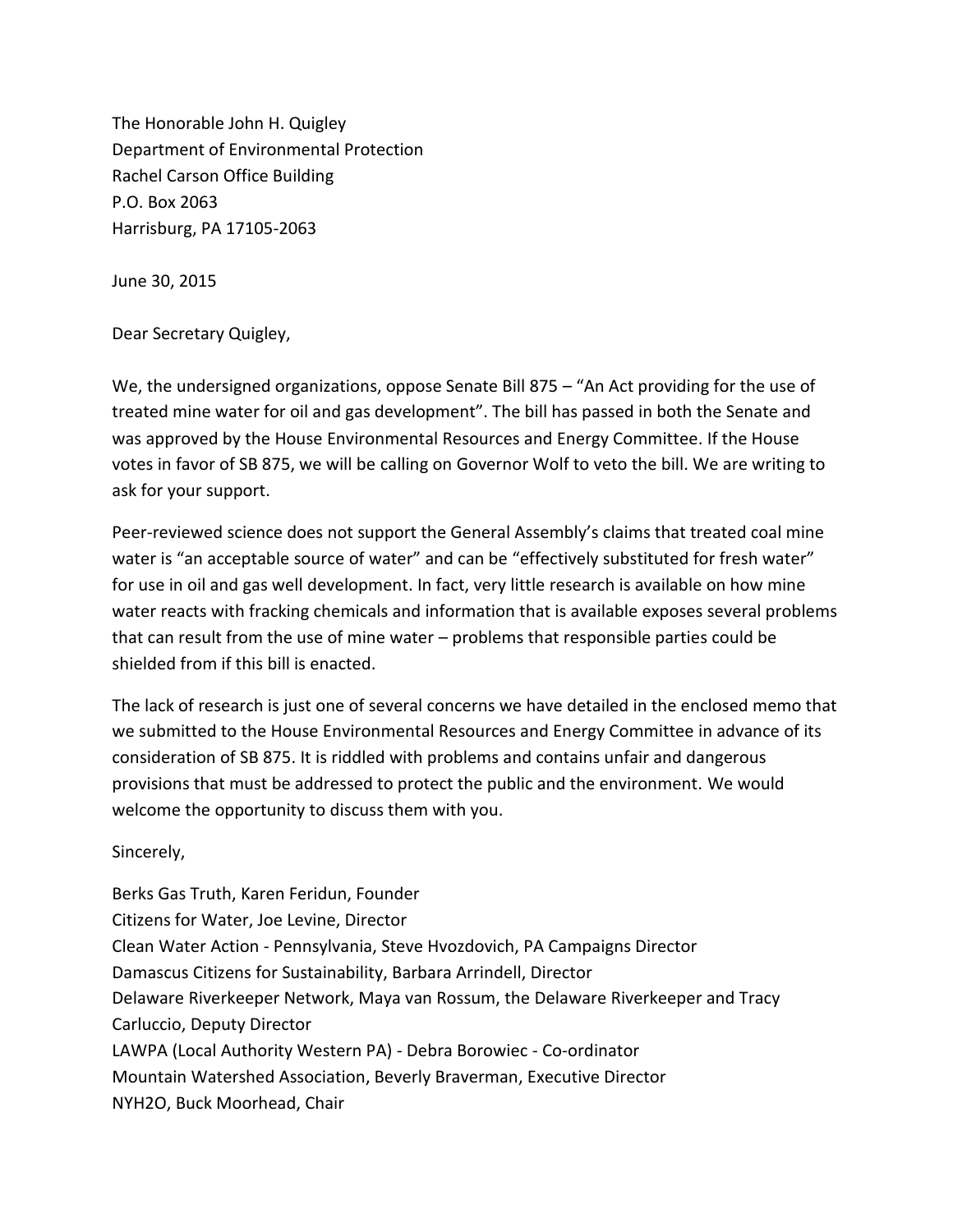The Honorable John H. Quigley  
Department of Environmental Protection  
Rachel Carson Office Building  
P.O. Box 2063  
Harrisburg, PA 17105-2063

June 30, 2015

Dear Secretary Quigley,

We, the undersigned organizations, oppose Senate Bill 875 – "An Act providing for the use of treated mine water for oil and gas development". The bill has passed in both the Senate and was approved by the House Environmental Resources and Energy Committee. If the House votes in favor of SB 875, we will be calling on Governor Wolf to veto the bill. We are writing to ask for your support.

Peer-reviewed science does not support the General Assembly's claims that treated coal mine water is "an acceptable source of water" and can be "effectively substituted for fresh water" for use in oil and gas well development. In fact, very little research is available on how mine water reacts with fracking chemicals and information that is available exposes several problems that can result from the use of mine water – problems that responsible parties could be shielded from if this bill is enacted.

The lack of research is just one of several concerns we have detailed in the enclosed memo that we submitted to the House Environmental Resources and Energy Committee in advance of its consideration of SB 875. It is riddled with problems and contains unfair and dangerous provisions that must be addressed to protect the public and the environment. We would welcome the opportunity to discuss them with you.

Sincerely,

Berks Gas Truth, Karen Feridun, Founder  
Citizens for Water, Joe Levine, Director  
Clean Water Action - Pennsylvania, Steve Hvozdovich, PA Campaigns Director  
Damascus Citizens for Sustainability, Barbara Arrindell, Director  
Delaware Riverkeeper Network, Maya van Rossum, the Delaware Riverkeeper and Tracy Carluccio, Deputy Director  
LAWPA (Local Authority Western PA) - Debra Borowiec - Co-ordinator  
Mountain Watershed Association, Beverly Braverman, Executive Director  
NYH2O, Buck Moorhead, Chair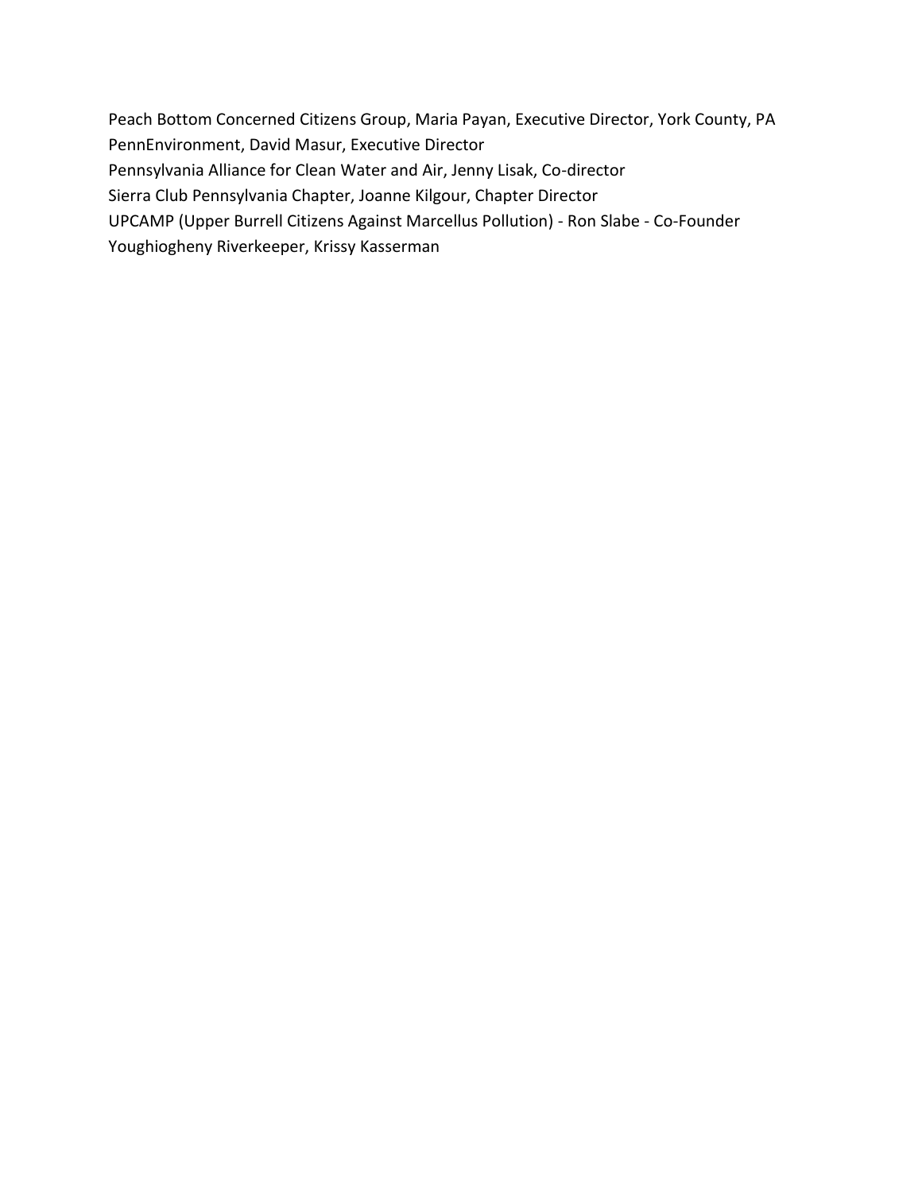Peach Bottom Concerned Citizens Group, Maria Payan, Executive Director, York County, PA
PennEnvironment, David Masur, Executive Director
Pennsylvania Alliance for Clean Water and Air, Jenny Lisak, Co-director
Sierra Club Pennsylvania Chapter, Joanne Kilgour, Chapter Director
UPCAMP (Upper Burrell Citizens Against Marcellus Pollution) - Ron Slabe - Co-Founder
Youghiogheny Riverkeeper, Krissy Kasserman